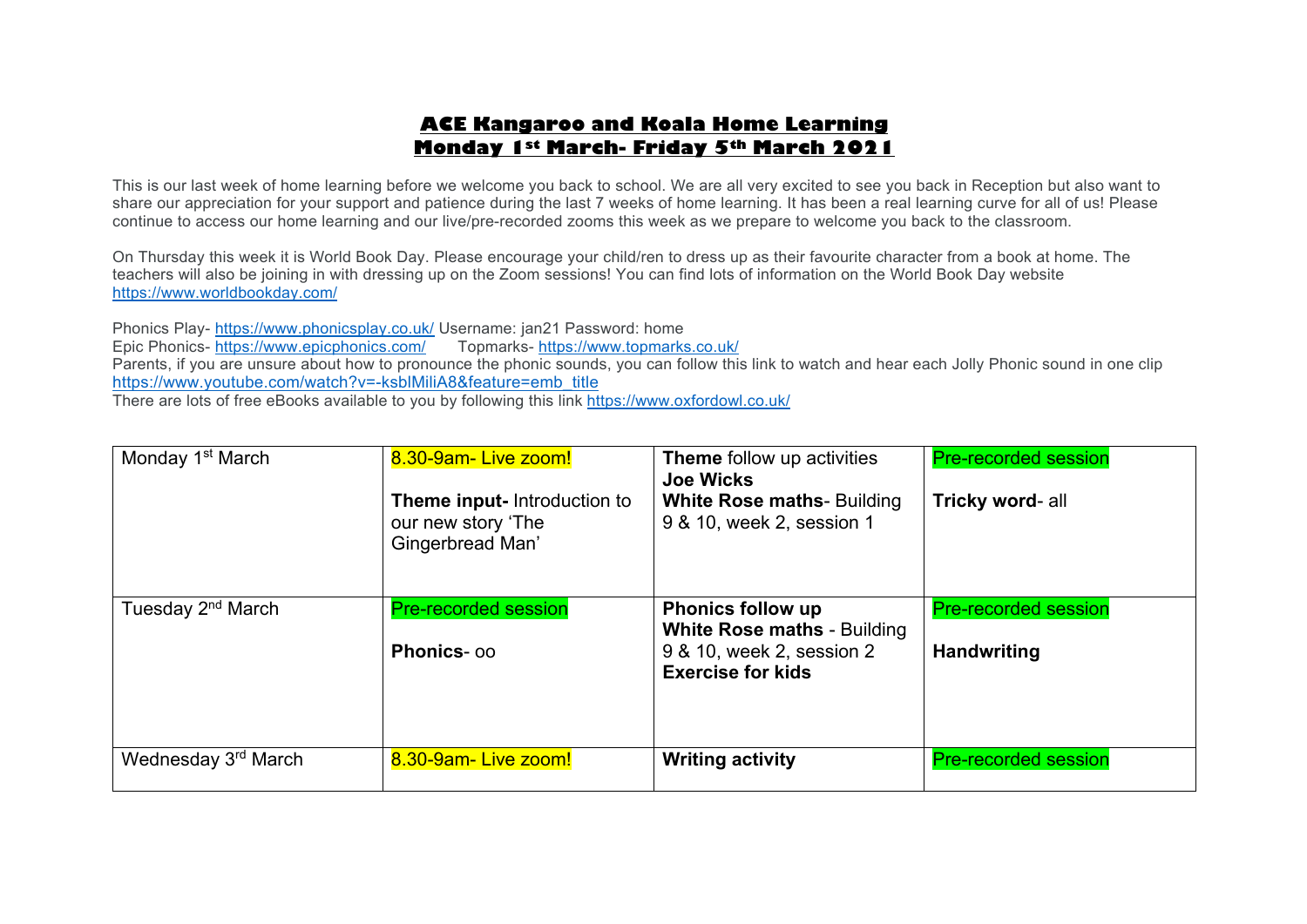# ACE Kangaroo and Koala Home Learning
## Monday 1st March- Friday 5th March 2021

This is our last week of home learning before we welcome you back to school. We are all very excited to see you back in Reception but also want to share our appreciation for your support and patience during the last 7 weeks of home learning. It has been a real learning curve for all of us! Please continue to access our home learning and our live/pre-recorded zooms this week as we prepare to welcome you back to the classroom.

On Thursday this week it is World Book Day. Please encourage your child/ren to dress up as their favourite character from a book at home. The teachers will also be joining in with dressing up on the Zoom sessions! You can find lots of information on the World Book Day website https://www.worldbookday.com/

Phonics Play- https://www.phonicsplay.co.uk/ Username: jan21 Password: home
Epic Phonics- https://www.epicphonics.com/ Topmarks- https://www.topmarks.co.uk/
Parents, if you are unsure about how to pronounce the phonic sounds, you can follow this link to watch and hear each Jolly Phonic sound in one clip https://www.youtube.com/watch?v=-ksblMiliA8&feature=emb_title
There are lots of free eBooks available to you by following this link https://www.oxfordowl.co.uk/

| | | | |
|---|---|---|---|
| Monday 1st March | 8.30-9am- Live zoom!<br><br>**Theme input-** Introduction to our new story 'The Gingerbread Man' | **Theme** follow up activities<br>**Joe Wicks**<br>**White Rose maths**- Building 9 & 10, week 2, session 1 | Pre-recorded session<br><br>**Tricky word**- all |
| Tuesday 2nd March | Pre-recorded session<br><br>**Phonics**- oo | **Phonics follow up**<br>**White Rose maths** - Building 9 & 10, week 2, session 2<br>**Exercise for kids** | Pre-recorded session<br><br>**Handwriting** |
| Wednesday 3rd March | 8.30-9am- Live zoom! | **Writing activity** | Pre-recorded session |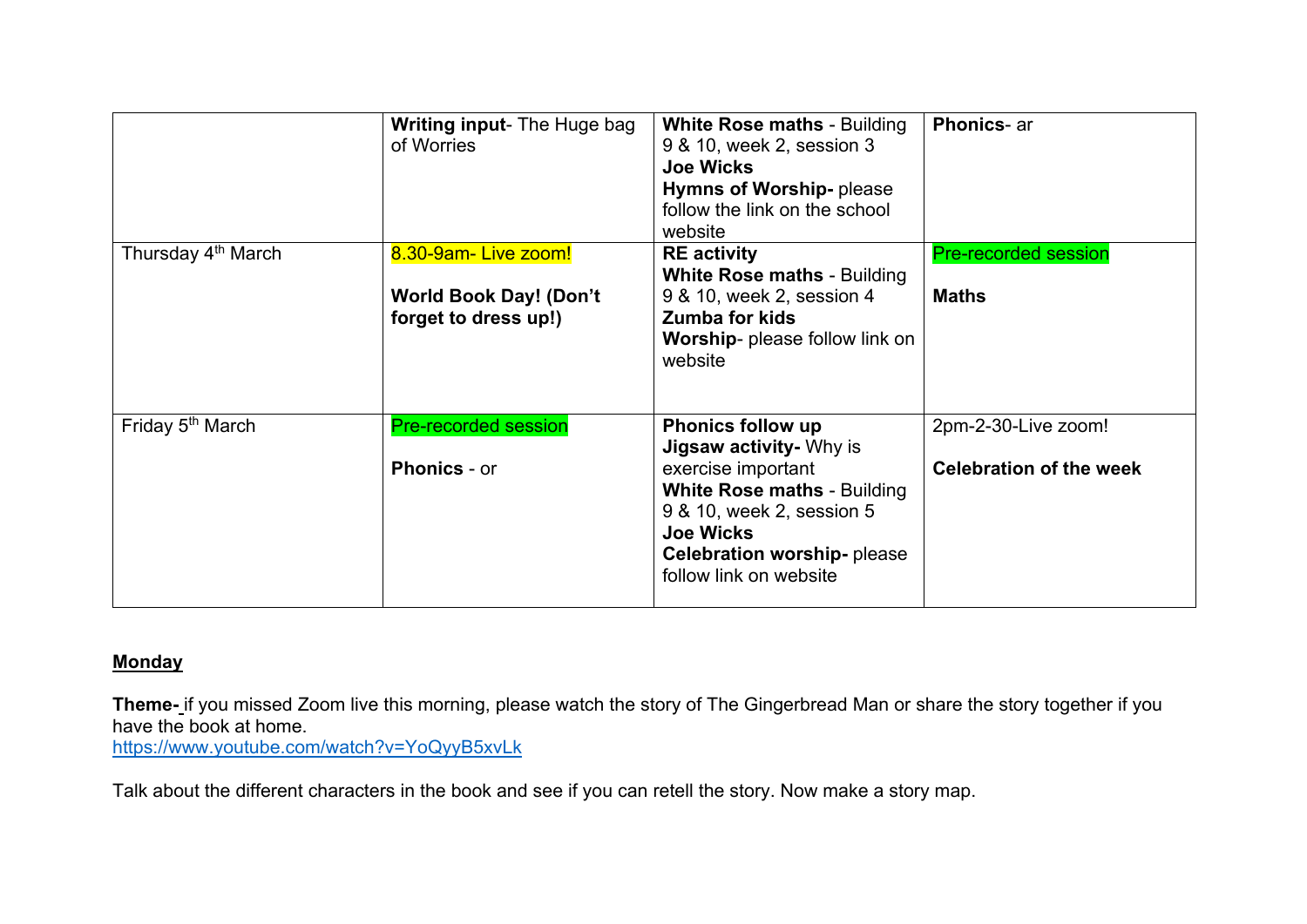| | | | |
|---|---|---|---|
| | **Writing input**- The Huge bag of Worries | **White Rose maths** - Building 9 & 10, week 2, session 3<br>**Joe Wicks**<br>**Hymns of Worship-** please follow the link on the school website | **Phonics**- ar |
| Thursday 4th March | 8.30-9am- Live zoom!<br><br>**World Book Day! (Don't forget to dress up!)** | **RE activity**<br>**White Rose maths** - Building 9 & 10, week 2, session 4<br>**Zumba for kids**<br>**Worship**- please follow link on website | Pre-recorded session<br><br>**Maths** |
| Friday 5th March | Pre-recorded session<br><br>**Phonics** - or | **Phonics follow up**<br>**Jigsaw activity-** Why is exercise important<br>**White Rose maths** - Building 9 & 10, week 2, session 5<br>**Joe Wicks**<br>**Celebration worship-** please follow link on website | 2pm-2-30-Live zoom!<br><br>**Celebration of the week** |

**Monday**

**Theme-** if you missed Zoom live this morning, please watch the story of The Gingerbread Man or share the story together if you have the book at home.
https://www.youtube.com/watch?v=YoQyyB5xvLk

Talk about the different characters in the book and see if you can retell the story. Now make a story map.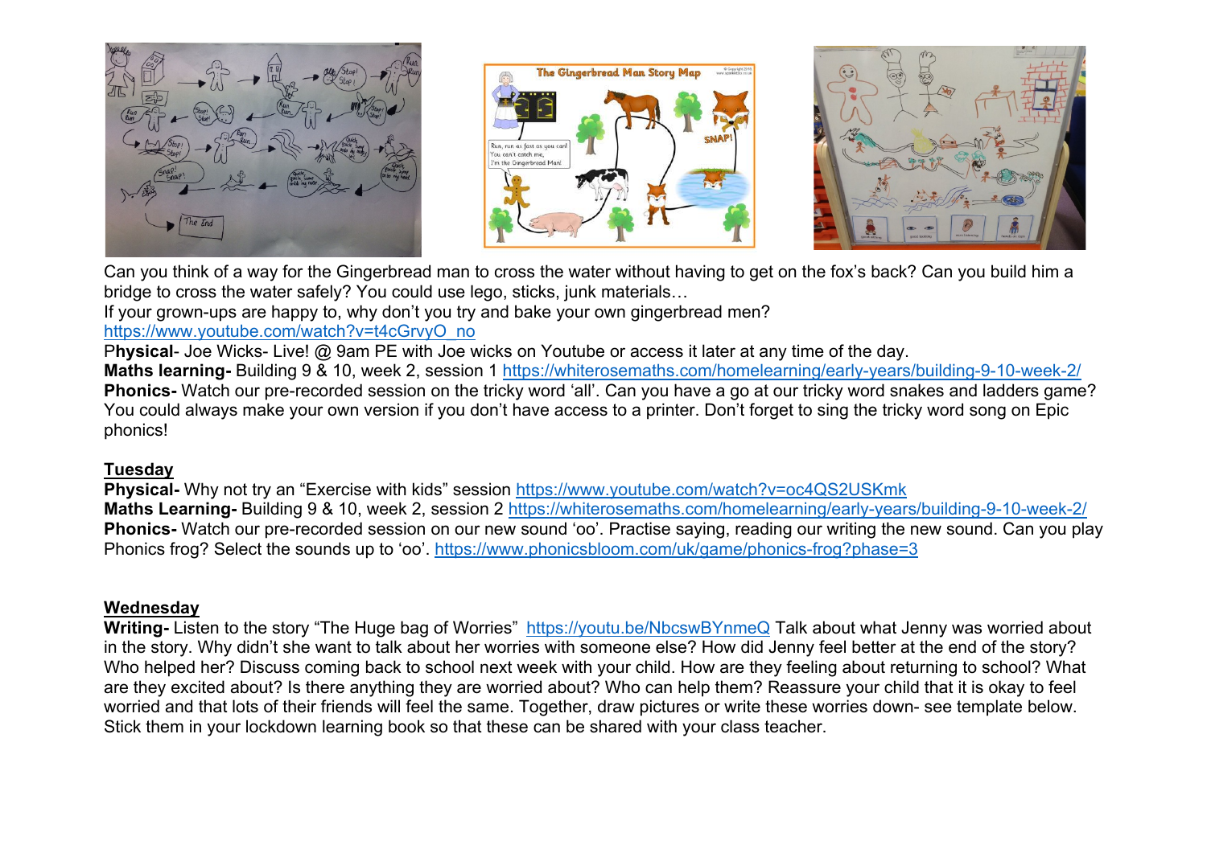Can you think of a way for the Gingerbread man to cross the water without having to get on the fox's back? Can you build him a bridge to cross the water safely? You could use lego, sticks, junk materials…

If your grown-ups are happy to, why don't you try and bake your own gingerbread men?

https://www.youtube.com/watch?v=t4cGrvyO_no

**Physical**- Joe Wicks- Live! @ 9am PE with Joe wicks on Youtube or access it later at any time of the day.

**Maths learning-** Building 9 & 10, week 2, session 1 https://whiterosemaths.com/homelearning/early-years/building-9-10-week-2/

**Phonics-** Watch our pre-recorded session on the tricky word 'all'. Can you have a go at our tricky word snakes and ladders game? You could always make your own version if you don't have access to a printer. Don't forget to sing the tricky word song on Epic phonics!

## Tuesday

**Physical-** Why not try an "Exercise with kids" session https://www.youtube.com/watch?v=oc4QS2USKmk

**Maths Learning-** Building 9 & 10, week 2, session 2 https://whiterosemaths.com/homelearning/early-years/building-9-10-week-2/

**Phonics-** Watch our pre-recorded session on our new sound 'oo'. Practise saying, reading our writing the new sound. Can you play Phonics frog? Select the sounds up to 'oo'. https://www.phonicsbloom.com/uk/game/phonics-frog?phase=3

## Wednesday

**Writing-** Listen to the story "The Huge bag of Worries" https://youtu.be/NbcswBYnmeQ Talk about what Jenny was worried about in the story. Why didn't she want to talk about her worries with someone else? How did Jenny feel better at the end of the story? Who helped her? Discuss coming back to school next week with your child. How are they feeling about returning to school? What are they excited about? Is there anything they are worried about? Who can help them? Reassure your child that it is okay to feel worried and that lots of their friends will feel the same. Together, draw pictures or write these worries down- see template below. Stick them in your lockdown learning book so that these can be shared with your class teacher.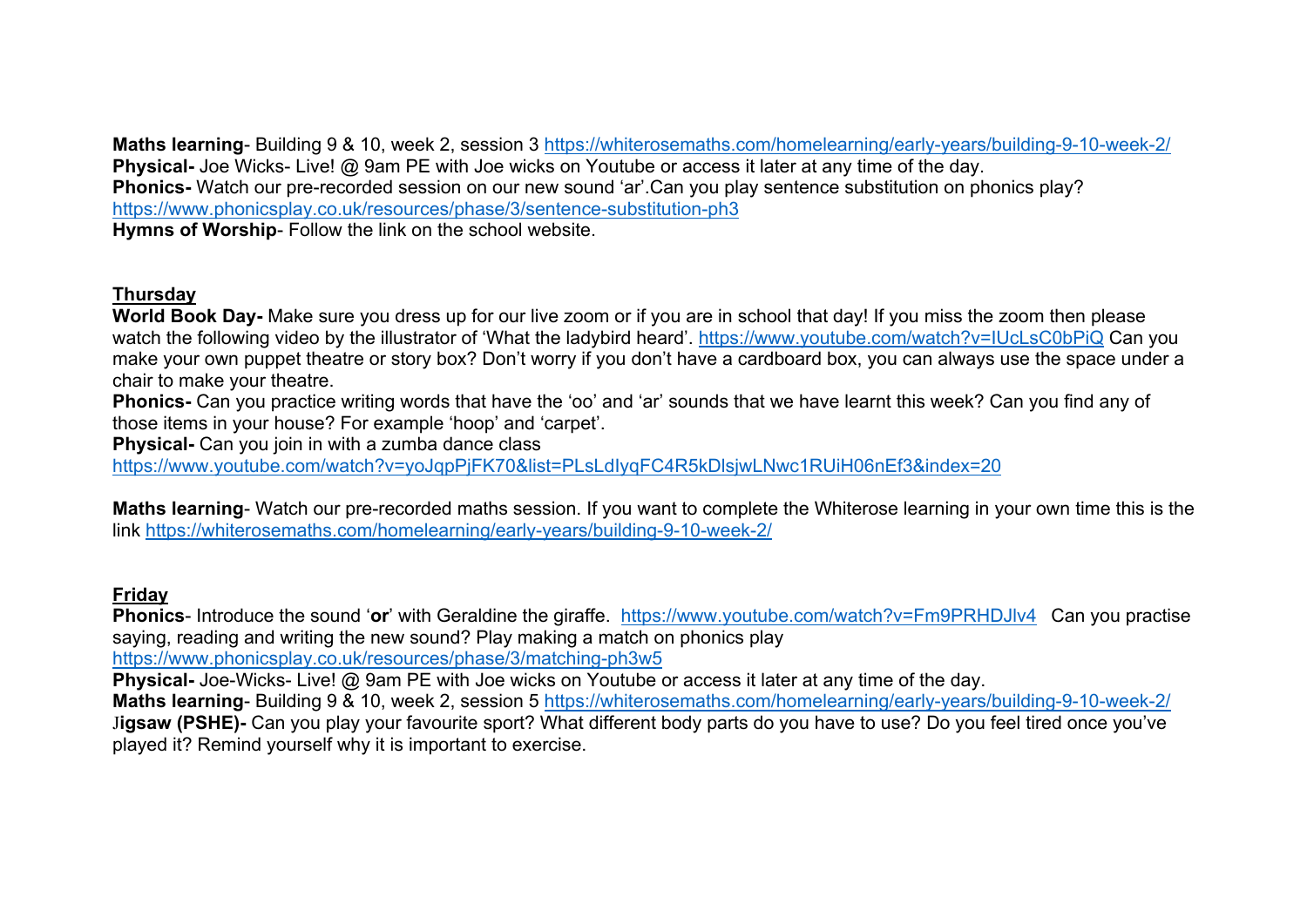**Maths learning**- Building 9 & 10, week 2, session 3 https://whiterosemaths.com/homelearning/early-years/building-9-10-week-2/
**Physical-** Joe Wicks- Live! @ 9am PE with Joe wicks on Youtube or access it later at any time of the day.
**Phonics-** Watch our pre-recorded session on our new sound 'ar'.Can you play sentence substitution on phonics play? https://www.phonicsplay.co.uk/resources/phase/3/sentence-substitution-ph3
**Hymns of Worship**- Follow the link on the school website.

**Thursday**

**World Book Day-** Make sure you dress up for our live zoom or if you are in school that day! If you miss the zoom then please watch the following video by the illustrator of 'What the ladybird heard'. https://www.youtube.com/watch?v=IUcLsC0bPiQ Can you make your own puppet theatre or story box? Don't worry if you don't have a cardboard box, you can always use the space under a chair to make your theatre.
**Phonics-** Can you practice writing words that have the 'oo' and 'ar' sounds that we have learnt this week? Can you find any of those items in your house? For example 'hoop' and 'carpet'.
**Physical-** Can you join in with a zumba dance class https://www.youtube.com/watch?v=yoJqpPjFK70&list=PLsLdIyqFC4R5kDlsjwLNwc1RUiH06nEf3&index=20

**Maths learning**- Watch our pre-recorded maths session. If you want to complete the Whiterose learning in your own time this is the link https://whiterosemaths.com/homelearning/early-years/building-9-10-week-2/

**Friday**

**Phonics**- Introduce the sound '**or**' with Geraldine the giraffe. https://www.youtube.com/watch?v=Fm9PRHDJlv4 Can you practise saying, reading and writing the new sound? Play making a match on phonics play https://www.phonicsplay.co.uk/resources/phase/3/matching-ph3w5
**Physical-** Joe-Wicks- Live! @ 9am PE with Joe wicks on Youtube or access it later at any time of the day.
**Maths learning**- Building 9 & 10, week 2, session 5 https://whiterosemaths.com/homelearning/early-years/building-9-10-week-2/
J**igsaw (PSHE)-** Can you play your favourite sport? What different body parts do you have to use? Do you feel tired once you've played it? Remind yourself why it is important to exercise.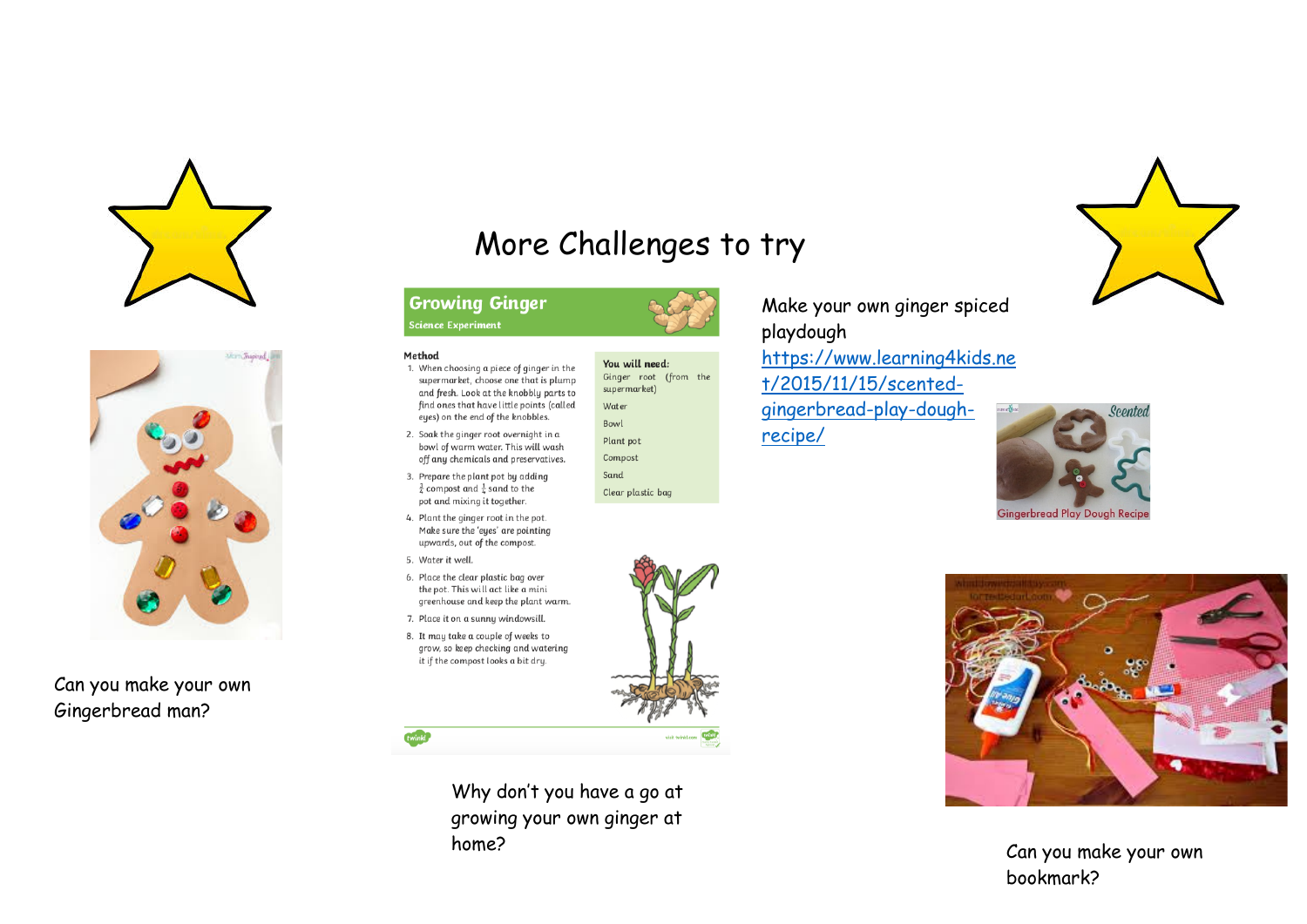# More Challenges to try

## Growing Ginger

**Science Experiment**

**Method**

1. When choosing a piece of ginger in the supermarket, choose one that is plump and fresh. Look at the knobbly parts to find ones that have little points (called eyes) on the end of the knobbles.
2. Soak the ginger root overnight in a bowl of warm water. This will wash off any chemicals and preservatives.
3. Prepare the plant pot by adding $\frac{3}{4}$ compost and $\frac{1}{4}$ sand to the pot and mixing it together.
4. Plant the ginger root in the pot. Make sure the 'eyes' are pointing upwards, out of the compost.
5. Water it well.
6. Place the clear plastic bag over the pot. This will act like a mini greenhouse and keep the plant warm.
7. Place it on a sunny windowsill.
8. It may take a couple of weeks to grow, so keep checking and watering it if the compost looks a bit dry.

**You will need:**

- Ginger root (from the supermarket)
- Water
- Bowl
- Plant pot
- Compost
- Sand
- Clear plastic bag

Why don't you have a go at growing your own ginger at home?

Can you make your own Gingerbread man?

Make your own ginger spiced playdough
https://www.learning4kids.net/2015/11/15/scented-gingerbread-play-dough-recipe/

Can you make your own bookmark?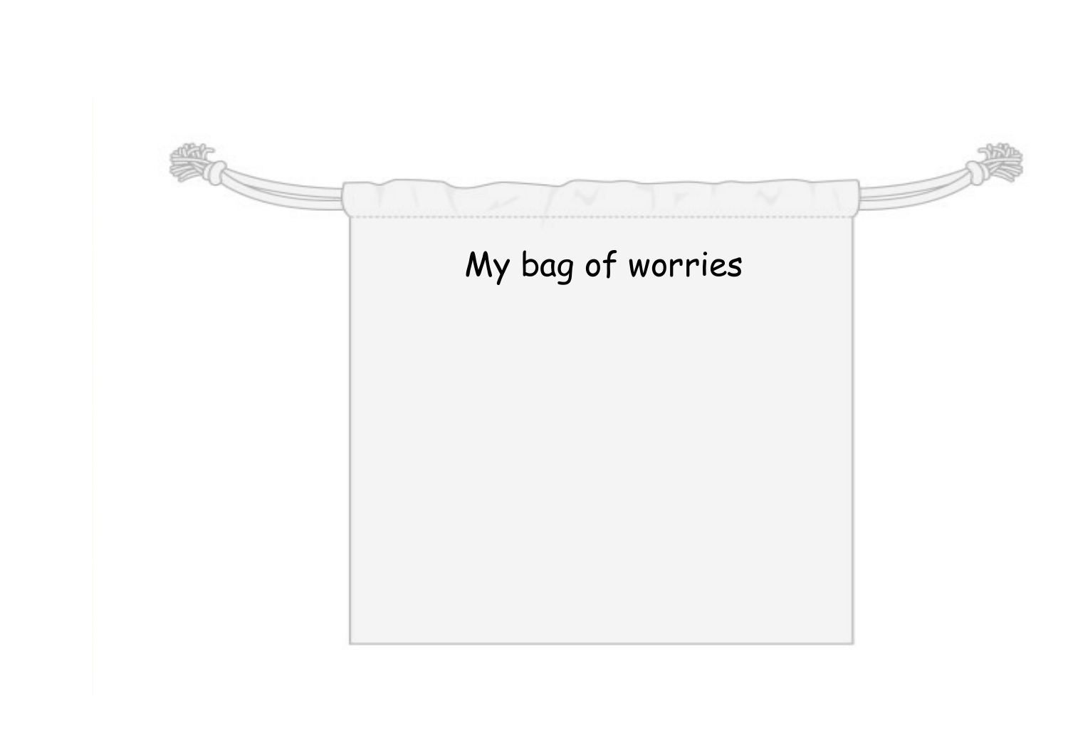My bag of worries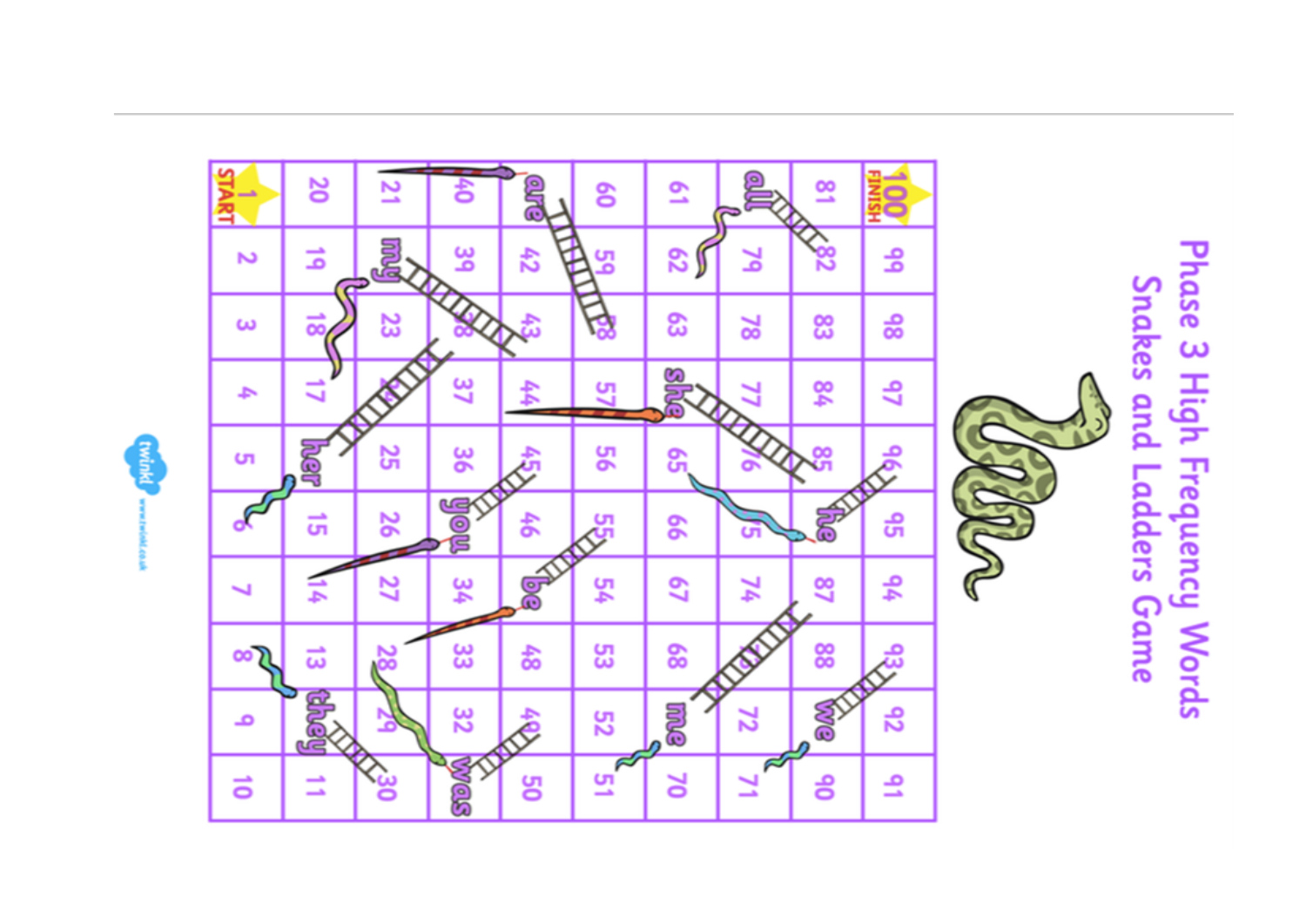# Phase 3 High Frequency Words Snakes and Ladders Game

| | | | | | | | | | |
|---|---|---|---|---|---|---|---|---|---|
| 100 FINISH | 99 | 98 | 97 | 96 | 95 | 94 | 93 | 92 | 91 |
| 81 | 82 | 83 | 84 | 85 | he | 87 | 88 | we | 90 |
| all | 79 | 78 | 77 | 76 | 75 | 74 | 73 | 72 | 71 |
| 61 | 62 | 63 | she | 65 | 66 | 67 | 68 | me | 70 |
| 60 | 59 | 58 | 57 | 56 | 55 | 54 | 53 | 52 | 51 |
| are | 42 | 43 | 44 | 45 | 46 | be | 48 | 49 | 50 |
| 40 | 39 | 38 | 37 | 36 | you | 34 | 33 | 32 | was |
| 21 | my | 23 | 24 | 25 | 26 | 27 | 28 | 29 | 30 |
| 20 | 19 | 18 | 17 | her | 15 | 14 | 13 | they | 11 |
| 1 START | 2 | 3 | 4 | 5 | 6 | 7 | 8 | 9 | 10 |

twinkl

www.twinkl.co.uk